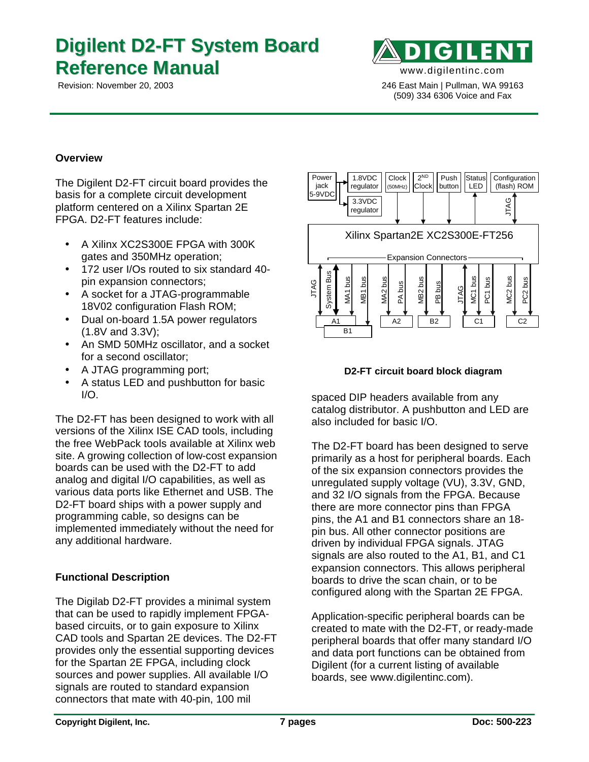# Digilent D2-FT System Board Reference Manual

Revision: November 20, 2003

www.digilentinc.com

246 East Main | Pullman, WA 99163
(509) 334 6306 Voice and Fax

### Overview

The Digilent D2-FT circuit board provides the basis for a complete circuit development platform centered on a Xilinx Spartan 2E FPGA. D2-FT features include:

- A Xilinx XC2S300E FPGA with 300K gates and 350MHz operation;
- 172 user I/Os routed to six standard 40-pin expansion connectors;
- A socket for a JTAG-programmable 18V02 configuration Flash ROM;
- Dual on-board 1.5A power regulators (1.8V and 3.3V);
- An SMD 50MHz oscillator, and a socket for a second oscillator;
- A JTAG programming port;
- A status LED and pushbutton for basic I/O.

The D2-FT has been designed to work with all versions of the Xilinx ISE CAD tools, including the free WebPack tools available at Xilinx web site. A growing collection of low-cost expansion boards can be used with the D2-FT to add analog and digital I/O capabilities, as well as various data ports like Ethernet and USB. The D2-FT board ships with a power supply and programming cable, so designs can be implemented immediately without the need for any additional hardware.

### Functional Description

The Digilab D2-FT provides a minimal system that can be used to rapidly implement FPGA-based circuits, or to gain exposure to Xilinx CAD tools and Spartan 2E devices. The D2-FT provides only the essential supporting devices for the Spartan 2E FPGA, including clock sources and power supplies. All available I/O signals are routed to standard expansion connectors that mate with 40-pin, 100 mil spaced DIP headers available from any catalog distributor. A pushbutton and LED are also included for basic I/O.

**D2-FT circuit board block diagram**

The D2-FT board has been designed to serve primarily as a host for peripheral boards. Each of the six expansion connectors provides the unregulated supply voltage (VU), 3.3V, GND, and 32 I/O signals from the FPGA. Because there are more connector pins than FPGA pins, the A1 and B1 connectors share an 18-pin bus. All other connector positions are driven by individual FPGA signals. JTAG signals are also routed to the A1, B1, and C1 expansion connectors. This allows peripheral boards to drive the scan chain, or to be configured along with the Spartan 2E FPGA.

Application-specific peripheral boards can be created to mate with the D2-FT, or ready-made peripheral boards that offer many standard I/O and data port functions can be obtained from Digilent (for a current listing of available boards, see www.digilentinc.com).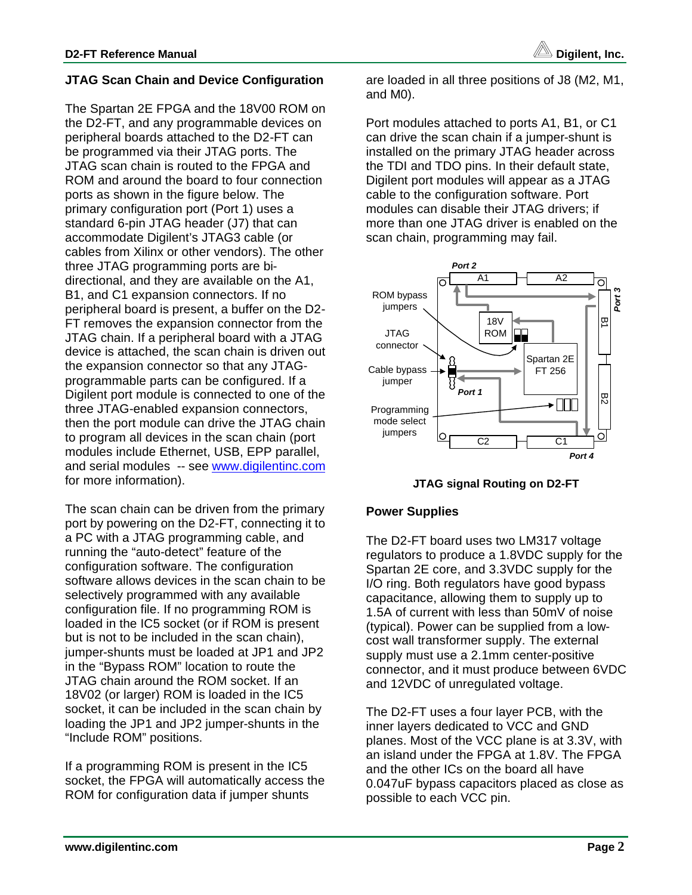## JTAG Scan Chain and Device Configuration

The Spartan 2E FPGA and the 18V00 ROM on the D2-FT, and any programmable devices on peripheral boards attached to the D2-FT can be programmed via their JTAG ports. The JTAG scan chain is routed to the FPGA and ROM and around the board to four connection ports as shown in the figure below. The primary configuration port (Port 1) uses a standard 6-pin JTAG header (J7) that can accommodate Digilent's JTAG3 cable (or cables from Xilinx or other vendors). The other three JTAG programming ports are bi-directional, and they are available on the A1, B1, and C1 expansion connectors. If no peripheral board is present, a buffer on the D2-FT removes the expansion connector from the JTAG chain. If a peripheral board with a JTAG device is attached, the scan chain is driven out the expansion connector so that any JTAG-programmable parts can be configured. If a Digilent port module is connected to one of the three JTAG-enabled expansion connectors, then the port module can drive the JTAG chain to program all devices in the scan chain (port modules include Ethernet, USB, EPP parallel, and serial modules -- see www.digilentinc.com for more information).

The scan chain can be driven from the primary port by powering on the D2-FT, connecting it to a PC with a JTAG programming cable, and running the "auto-detect" feature of the configuration software. The configuration software allows devices in the scan chain to be selectively programmed with any available configuration file. If no programming ROM is loaded in the IC5 socket (or if ROM is present but is not to be included in the scan chain), jumper-shunts must be loaded at JP1 and JP2 in the "Bypass ROM" location to route the JTAG chain around the ROM socket. If an 18V02 (or larger) ROM is loaded in the IC5 socket, it can be included in the scan chain by loading the JP1 and JP2 jumper-shunts in the "Include ROM" positions.

If a programming ROM is present in the IC5 socket, the FPGA will automatically access the ROM for configuration data if jumper shunts are loaded in all three positions of J8 (M2, M1, and M0).

Port modules attached to ports A1, B1, or C1 can drive the scan chain if a jumper-shunt is installed on the primary JTAG header across the TDI and TDO pins. In their default state, Digilent port modules will appear as a JTAG cable to the configuration software. Port modules can disable their JTAG drivers; if more than one JTAG driver is enabled on the scan chain, programming may fail.

JTAG signal Routing on D2-FT

## Power Supplies

The D2-FT board uses two LM317 voltage regulators to produce a 1.8VDC supply for the Spartan 2E core, and 3.3VDC supply for the I/O ring. Both regulators have good bypass capacitance, allowing them to supply up to 1.5A of current with less than 50mV of noise (typical). Power can be supplied from a low-cost wall transformer supply. The external supply must use a 2.1mm center-positive connector, and it must produce between 6VDC and 12VDC of unregulated voltage.

The D2-FT uses a four layer PCB, with the inner layers dedicated to VCC and GND planes. Most of the VCC plane is at 3.3V, with an island under the FPGA at 1.8V. The FPGA and the other ICs on the board all have 0.047uF bypass capacitors placed as close as possible to each VCC pin.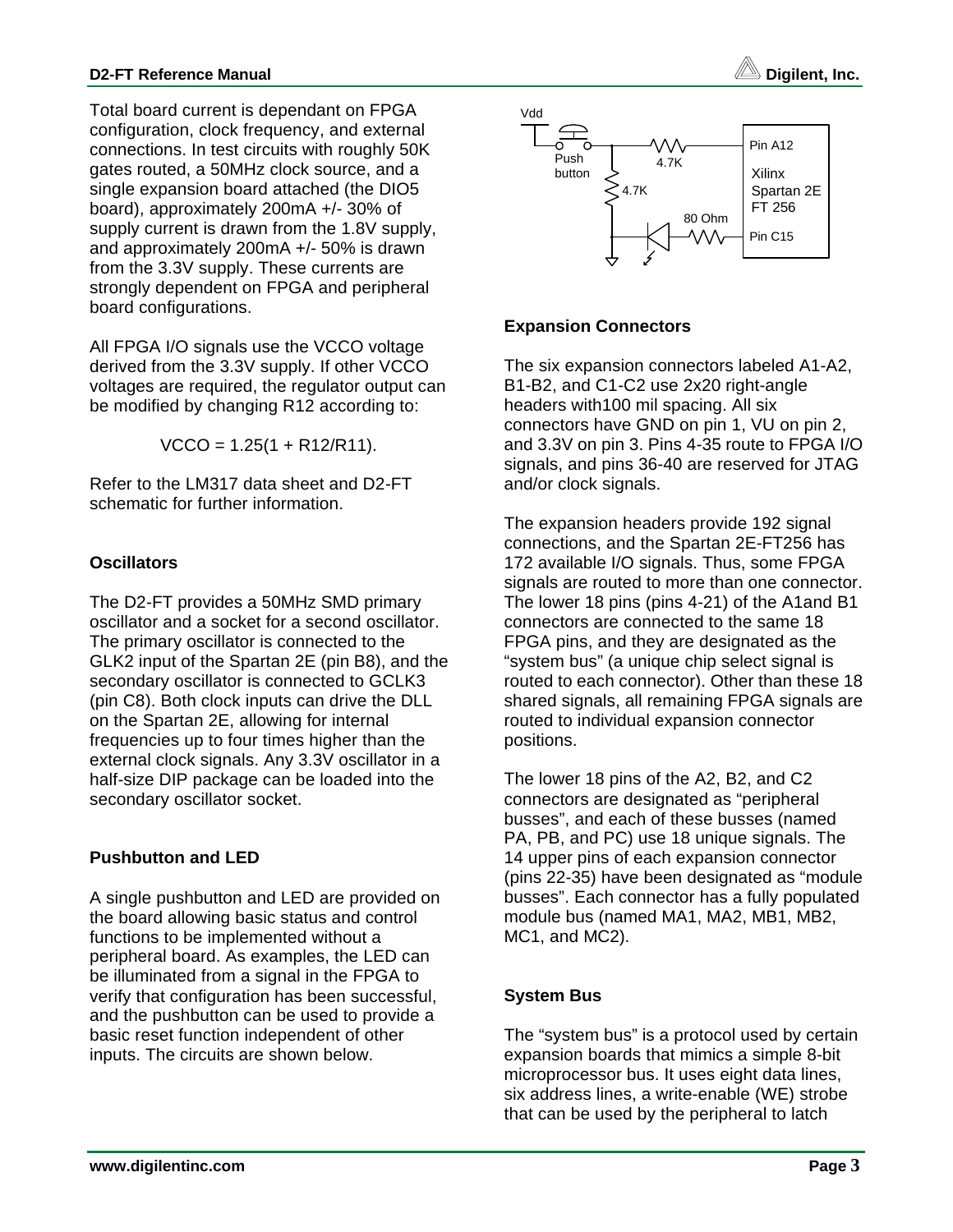Total board current is dependant on FPGA configuration, clock frequency, and external connections. In test circuits with roughly 50K gates routed, a 50MHz clock source, and a single expansion board attached (the DIO5 board), approximately 200mA +/- 30% of supply current is drawn from the 1.8V supply, and approximately 200mA +/- 50% is drawn from the 3.3V supply. These currents are strongly dependent on FPGA and peripheral board configurations.

All FPGA I/O signals use the VCCO voltage derived from the 3.3V supply. If other VCCO voltages are required, the regulator output can be modified by changing R12 according to:

$$VCCO = 1.25(1 + R12/R11).$$

Refer to the LM317 data sheet and D2-FT schematic for further information.

## Oscillators

The D2-FT provides a 50MHz SMD primary oscillator and a socket for a second oscillator. The primary oscillator is connected to the GLK2 input of the Spartan 2E (pin B8), and the secondary oscillator is connected to GCLK3 (pin C8). Both clock inputs can drive the DLL on the Spartan 2E, allowing for internal frequencies up to four times higher than the external clock signals. Any 3.3V oscillator in a half-size DIP package can be loaded into the secondary oscillator socket.

## Pushbutton and LED

A single pushbutton and LED are provided on the board allowing basic status and control functions to be implemented without a peripheral board. As examples, the LED can be illuminated from a signal in the FPGA to verify that configuration has been successful, and the pushbutton can be used to provide a basic reset function independent of other inputs. The circuits are shown below.

Vdd

Push button

4.7K

4.7K

80 Ohm

Pin A12

Xilinx Spartan 2E FT 256

Pin C15

## Expansion Connectors

The six expansion connectors labeled A1-A2, B1-B2, and C1-C2 use 2x20 right-angle headers with100 mil spacing. All six connectors have GND on pin 1, VU on pin 2, and 3.3V on pin 3. Pins 4-35 route to FPGA I/O signals, and pins 36-40 are reserved for JTAG and/or clock signals.

The expansion headers provide 192 signal connections, and the Spartan 2E-FT256 has 172 available I/O signals. Thus, some FPGA signals are routed to more than one connector. The lower 18 pins (pins 4-21) of the A1and B1 connectors are connected to the same 18 FPGA pins, and they are designated as the "system bus" (a unique chip select signal is routed to each connector). Other than these 18 shared signals, all remaining FPGA signals are routed to individual expansion connector positions.

The lower 18 pins of the A2, B2, and C2 connectors are designated as "peripheral busses", and each of these busses (named PA, PB, and PC) use 18 unique signals. The 14 upper pins of each expansion connector (pins 22-35) have been designated as "module busses". Each connector has a fully populated module bus (named MA1, MA2, MB1, MB2, MC1, and MC2).

## System Bus

The "system bus" is a protocol used by certain expansion boards that mimics a simple 8-bit microprocessor bus. It uses eight data lines, six address lines, a write-enable (WE) strobe that can be used by the peripheral to latch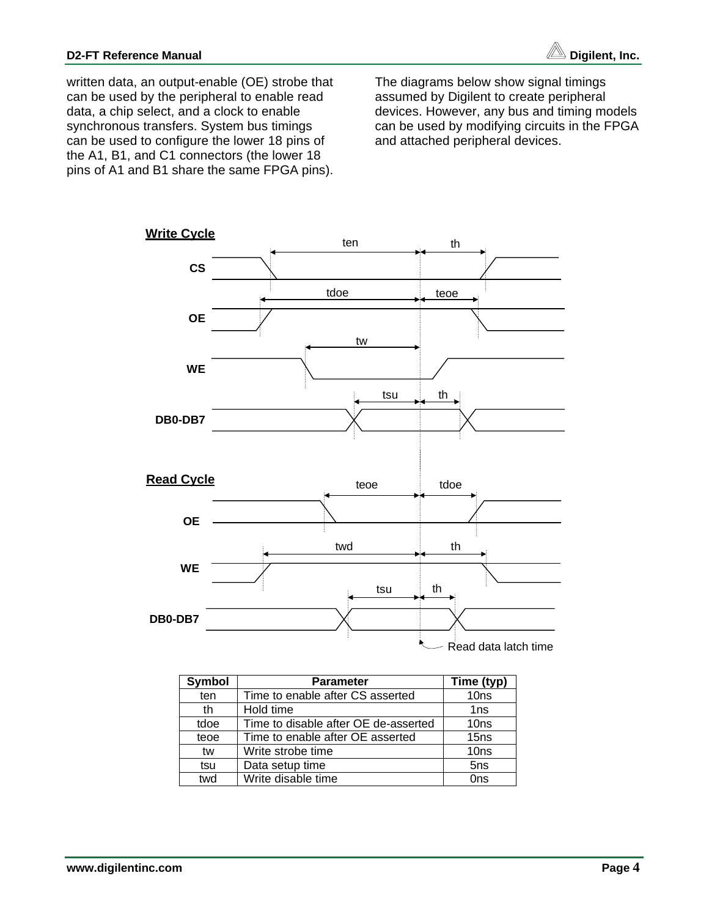written data, an output-enable (OE) strobe that can be used by the peripheral to enable read data, a chip select, and a clock to enable synchronous transfers. System bus timings can be used to configure the lower 18 pins of the A1, B1, and C1 connectors (the lower 18 pins of A1 and B1 share the same FPGA pins).

The diagrams below show signal timings assumed by Digilent to create peripheral devices. However, any bus and timing models can be used by modifying circuits in the FPGA and attached peripheral devices.

**Write Cycle**

**Read Cycle**

| Symbol | Parameter | Time (typ) |
| --- | --- | --- |
| ten | Time to enable after CS asserted | 10ns |
| th | Hold time | 1ns |
| tdoe | Time to disable after OE de-asserted | 10ns |
| teoe | Time to enable after OE asserted | 15ns |
| tw | Write strobe time | 10ns |
| tsu | Data setup time | 5ns |
| twd | Write disable time | 0ns |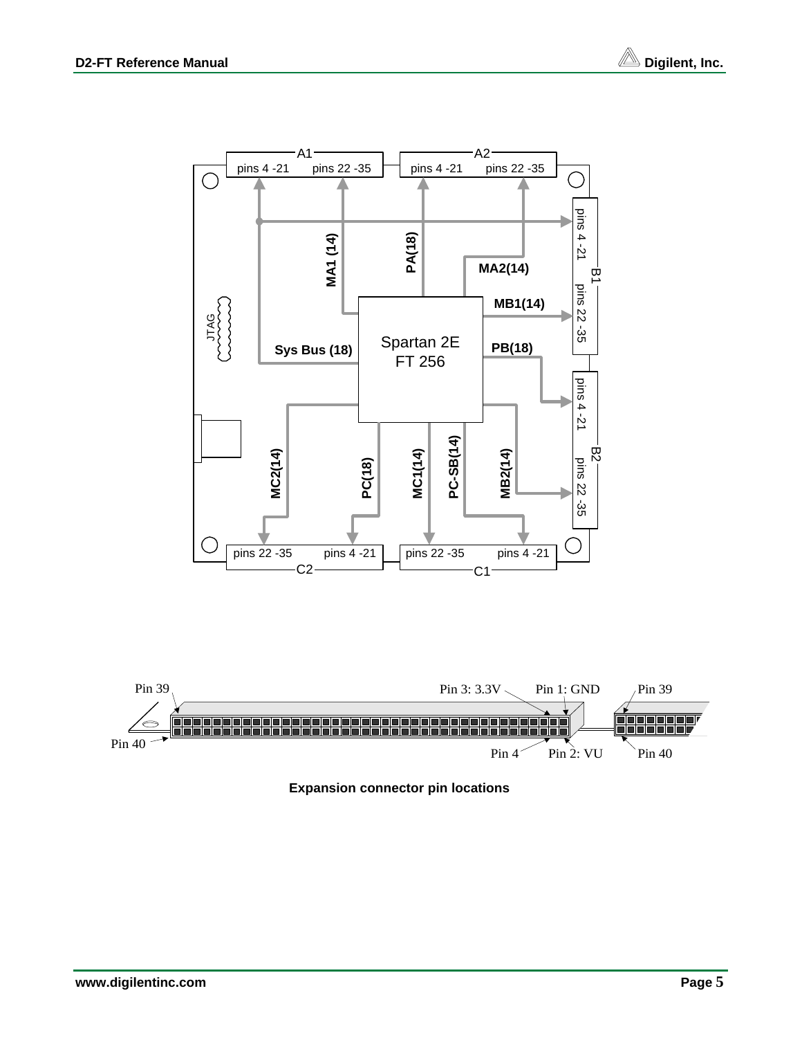Expansion connector pin locations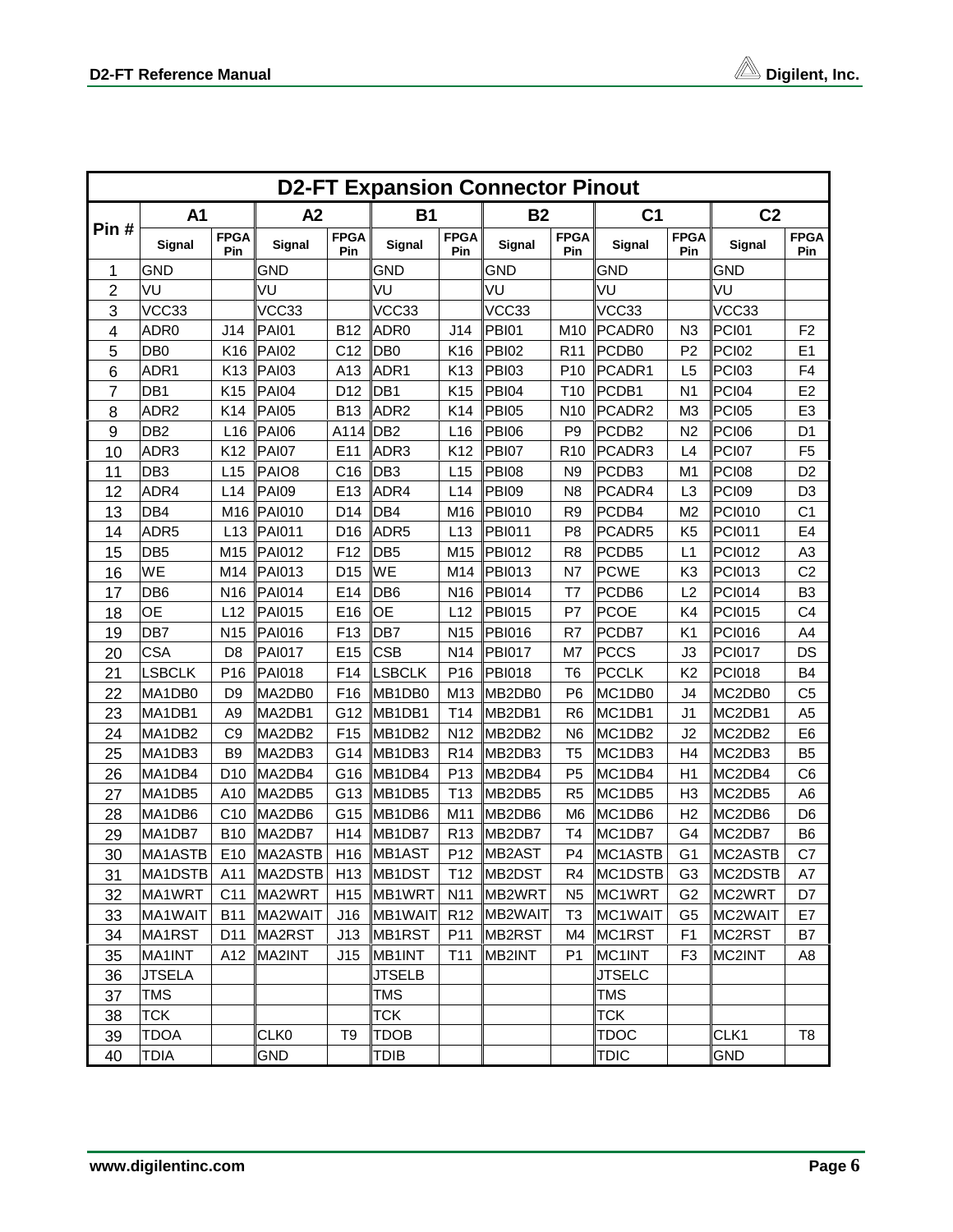| Pin # | A1 | | A2 | | B1 | | B2 | | C1 | | C2 | |
|---|---|---|---|---|---|---|---|---|---|---|---|---|
| | Signal | FPGA Pin | Signal | FPGA Pin | Signal | FPGA Pin | Signal | FPGA Pin | Signal | FPGA Pin | Signal | FPGA Pin |
| 1 | GND | | GND | | GND | | GND | | GND | | GND | |
| 2 | VU | | VU | | VU | | VU | | VU | | VU | |
| 3 | VCC33 | | VCC33 | | VCC33 | | VCC33 | | VCC33 | | VCC33 | |
| 4 | ADR0 | J14 | PAI01 | B12 | ADR0 | J14 | PBI01 | M10 | PCADR0 | N3 | PCI01 | F2 |
| 5 | DB0 | K16 | PAI02 | C12 | DB0 | K16 | PBI02 | R11 | PCDB0 | P2 | PCI02 | E1 |
| 6 | ADR1 | K13 | PAI03 | A13 | ADR1 | K13 | PBI03 | P10 | PCADR1 | L5 | PCI03 | F4 |
| 7 | DB1 | K15 | PAI04 | D12 | DB1 | K15 | PBI04 | T10 | PCDB1 | N1 | PCI04 | E2 |
| 8 | ADR2 | K14 | PAI05 | B13 | ADR2 | K14 | PBI05 | N10 | PCADR2 | M3 | PCI05 | E3 |
| 9 | DB2 | L16 | PAI06 | A114 | DB2 | L16 | PBI06 | P9 | PCDB2 | N2 | PCI06 | D1 |
| 10 | ADR3 | K12 | PAI07 | E11 | ADR3 | K12 | PBI07 | R10 | PCADR3 | L4 | PCI07 | F5 |
| 11 | DB3 | L15 | PAIO8 | C16 | DB3 | L15 | PBI08 | N9 | PCDB3 | M1 | PCI08 | D2 |
| 12 | ADR4 | L14 | PAI09 | E13 | ADR4 | L14 | PBI09 | N8 | PCADR4 | L3 | PCI09 | D3 |
| 13 | DB4 | M16 | PAI010 | D14 | DB4 | M16 | PBI010 | R9 | PCDB4 | M2 | PCI010 | C1 |
| 14 | ADR5 | L13 | PAI011 | D16 | ADR5 | L13 | PBI011 | P8 | PCADR5 | K5 | PCI011 | E4 |
| 15 | DB5 | M15 | PAI012 | F12 | DB5 | M15 | PBI012 | R8 | PCDB5 | L1 | PCI012 | A3 |
| 16 | WE | M14 | PAI013 | D15 | WE | M14 | PBI013 | N7 | PCWE | K3 | PCI013 | C2 |
| 17 | DB6 | N16 | PAI014 | E14 | DB6 | N16 | PBI014 | T7 | PCDB6 | L2 | PCI014 | B3 |
| 18 | OE | L12 | PAI015 | E16 | OE | L12 | PBI015 | P7 | PCOE | K4 | PCI015 | C4 |
| 19 | DB7 | N15 | PAI016 | F13 | DB7 | N15 | PBI016 | R7 | PCDB7 | K1 | PCI016 | A4 |
| 20 | CSA | D8 | PAI017 | E15 | CSB | N14 | PBI017 | M7 | PCCS | J3 | PCI017 | DS |
| 21 | LSBCLK | P16 | PAI018 | F14 | LSBCLK | P16 | PBI018 | T6 | PCCLK | K2 | PCI018 | B4 |
| 22 | MA1DB0 | D9 | MA2DB0 | F16 | MB1DB0 | M13 | MB2DB0 | P6 | MC1DB0 | J4 | MC2DB0 | C5 |
| 23 | MA1DB1 | A9 | MA2DB1 | G12 | MB1DB1 | T14 | MB2DB1 | R6 | MC1DB1 | J1 | MC2DB1 | A5 |
| 24 | MA1DB2 | C9 | MA2DB2 | F15 | MB1DB2 | N12 | MB2DB2 | N6 | MC1DB2 | J2 | MC2DB2 | E6 |
| 25 | MA1DB3 | B9 | MA2DB3 | G14 | MB1DB3 | R14 | MB2DB3 | T5 | MC1DB3 | H4 | MC2DB3 | B5 |
| 26 | MA1DB4 | D10 | MA2DB4 | G16 | MB1DB4 | P13 | MB2DB4 | P5 | MC1DB4 | H1 | MC2DB4 | C6 |
| 27 | MA1DB5 | A10 | MA2DB5 | G13 | MB1DB5 | T13 | MB2DB5 | R5 | MC1DB5 | H3 | MC2DB5 | A6 |
| 28 | MA1DB6 | C10 | MA2DB6 | G15 | MB1DB6 | M11 | MB2DB6 | M6 | MC1DB6 | H2 | MC2DB6 | D6 |
| 29 | MA1DB7 | B10 | MA2DB7 | H14 | MB1DB7 | R13 | MB2DB7 | T4 | MC1DB7 | G4 | MC2DB7 | B6 |
| 30 | MA1ASTB | E10 | MA2ASTB | H16 | MB1AST | P12 | MB2AST | P4 | MC1ASTB | G1 | MC2ASTB | C7 |
| 31 | MA1DSTB | A11 | MA2DSTB | H13 | MB1DST | T12 | MB2DST | R4 | MC1DSTB | G3 | MC2DSTB | A7 |
| 32 | MA1WRT | C11 | MA2WRT | H15 | MB1WRT | N11 | MB2WRT | N5 | MC1WRT | G2 | MC2WRT | D7 |
| 33 | MA1WAIT | B11 | MA2WAIT | J16 | MB1WAIT | R12 | MB2WAIT | T3 | MC1WAIT | G5 | MC2WAIT | E7 |
| 34 | MA1RST | D11 | MA2RST | J13 | MB1RST | P11 | MB2RST | M4 | MC1RST | F1 | MC2RST | B7 |
| 35 | MA1INT | A12 | MA2INT | J15 | MB1INT | T11 | MB2INT | P1 | MC1INT | F3 | MC2INT | A8 |
| 36 | JTSELA | | | | JTSELB | | | | JTSELC | | | |
| 37 | TMS | | | | TMS | | | | TMS | | | |
| 38 | TCK | | | | TCK | | | | TCK | | | |
| 39 | TDOA | | CLK0 | T9 | TDOB | | | | TDOC | | CLK1 | T8 |
| 40 | TDIA | | GND | | TDIB | | | | TDIC | | GND | |

**D2-FT Expansion Connector Pinout**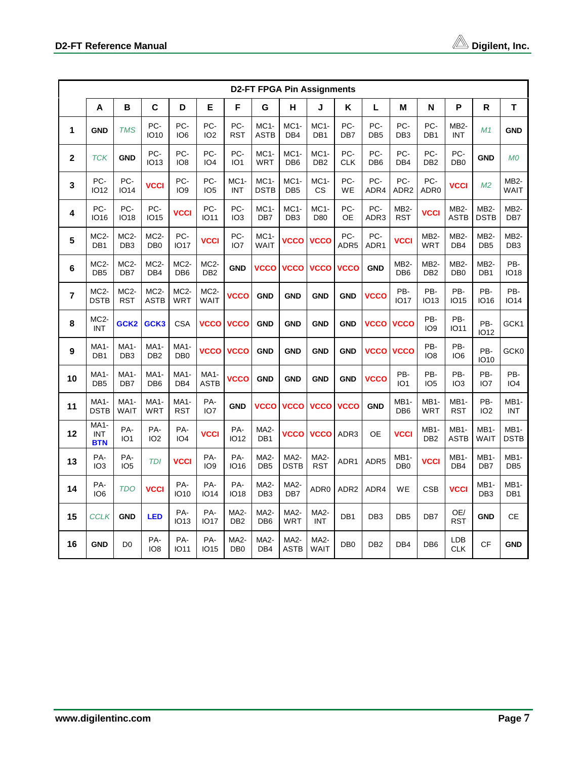| D2-FT FPGA Pin Assignments | | | | | | | | | | | | | | | | |
|---|---|---|---|---|---|---|---|---|---|---|---|---|---|---|---|---|
| | **A** | **B** | **C** | **D** | **E** | **F** | **G** | **H** | **J** | **K** | **L** | **M** | **N** | **P** | **R** | **T** |
| **1** | **GND** | *TMS* | PC-IO10 | PC-IO6 | PC-IO2 | PC-RST | MC1-ASTB | MC1-DB4 | MC1-DB1 | PC-DB7 | PC-DB5 | PC-DB3 | PC-DB1 | MB2-INT | *M1* | **GND** |
| **2** | *TCK* | **GND** | PC-IO13 | PC-IO8 | PC-IO4 | PC-IO1 | MC1-WRT | MC1-DB6 | MC1-DB2 | PC-CLK | PC-DB6 | PC-DB4 | PC-DB2 | PC-DB0 | **GND** | *M0* |
| **3** | PC-IO12 | PC-IO14 | **VCCI** | PC-IO9 | PC-IO5 | MC1-INT | MC1-DSTB | MC1-DB5 | MC1-CS | PC-WE | PC-ADR4 | PC-ADR2 | PC-ADR0 | **VCCI** | *M2* | MB2-WAIT |
| **4** | PC-IO16 | PC-IO18 | PC-IO15 | **VCCI** | PC-IO11 | PC-IO3 | MC1-DB7 | MC1-DB3 | MC1-D80 | PC-OE | PC-ADR3 | MB2-RST | **VCCI** | MB2-ASTB | MB2-DSTB | MB2-DB7 |
| **5** | MC2-DB1 | MC2-DB3 | MC2-DB0 | PC-IO17 | **VCCI** | PC-IO7 | MC1-WAIT | **VCCO** | **VCCO** | PC-ADR5 | PC-ADR1 | **VCCI** | MB2-WRT | MB2-DB4 | MB2-DB5 | MB2-DB3 |
| **6** | MC2-DB5 | MC2-DB7 | MC2-DB4 | MC2-DB6 | MC2-DB2 | **GND** | **VCCO** | **VCCO** | **VCCO** | **VCCO** | **GND** | MB2-DB6 | MB2-DB2 | MB2-DB0 | MB2-DB1 | PB-IO18 |
| **7** | MC2-DSTB | MC2-RST | MC2-ASTB | MC2-WRT | MC2-WAIT | **VCCO** | **GND** | **GND** | **GND** | **GND** | **VCCO** | PB-IO17 | PB-IO13 | PB-IO15 | PB-IO16 | PB-IO14 |
| **8** | MC2-INT | **GCK2** | **GCK3** | CSA | **VCCO** | **VCCO** | **GND** | **GND** | **GND** | **GND** | **VCCO** | **VCCO** | PB-IO9 | PB-IO11 | PB-IO12 | GCK1 |
| **9** | MA1-DB1 | MA1-DB3 | MA1-DB2 | MA1-DB0 | **VCCO** | **VCCO** | **GND** | **GND** | **GND** | **GND** | **VCCO** | **VCCO** | PB-IO8 | PB-IO6 | PB-IO10 | GCK0 |
| **10** | MA1-DB5 | MA1-DB7 | MA1-DB6 | MA1-DB4 | MA1-ASTB | **VCCO** | **GND** | **GND** | **GND** | **GND** | **VCCO** | PB-IO1 | PB-IO5 | PB-IO3 | PB-IO7 | PB-IO4 |
| **11** | MA1-DSTB | MA1-WAIT | MA1-WRT | MA1-RST | PA-IO7 | **GND** | **VCCO** | **VCCO** | **VCCO** | **VCCO** | **GND** | MB1-DB6 | MB1-WRT | MB1-RST | PB-IO2 | MB1-INT |
| **12** | MA1-INT **BTN** | PA-IO1 | PA-IO2 | PA-IO4 | **VCCI** | PA-IO12 | MA2-DB1 | **VCCO** | **VCCO** | ADR3 | OE | **VCCI** | MB1-DB2 | MB1-ASTB | MB1-WAIT | MB1-DSTB |
| **13** | PA-IO3 | PA-IO5 | *TDI* | **VCCI** | PA-IO9 | PA-IO16 | MA2-DB5 | MA2-DSTB | MA2-RST | ADR1 | ADR5 | MB1-DB0 | **VCCI** | MB1-DB4 | MB1-DB7 | MB1-DB5 |
| **14** | PA-IO6 | *TDO* | **VCCI** | PA-IO10 | PA-IO14 | PA-IO18 | MA2-DB3 | MA2-DB7 | ADR0 | ADR2 | ADR4 | WE | CSB | **VCCI** | MB1-DB3 | MB1-DB1 |
| **15** | *CCLK* | **GND** | **LED** | PA-IO13 | PA-IO17 | MA2-DB2 | MA2-DB6 | MA2-WRT | MA2-INT | DB1 | DB3 | DB5 | DB7 | OE/ RST | **GND** | CE |
| **16** | **GND** | D0 | PA-IO8 | PA-IO11 | PA-IO15 | MA2-DB0 | MA2-DB4 | MA2-ASTB | MA2-WAIT | DB0 | DB2 | DB4 | DB6 | LDB CLK | CF | **GND** |